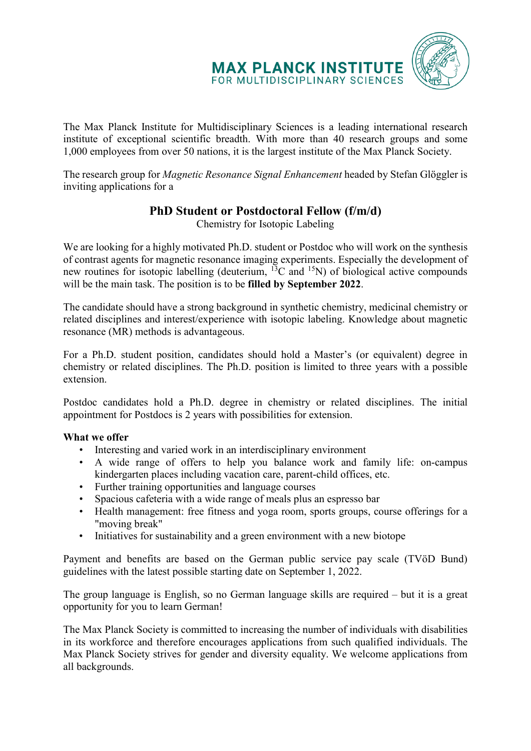# MAX PLANCK INSTITUTE
FOR MULTIDISCIPLINARY SCIENCES

The Max Planck Institute for Multidisciplinary Sciences is a leading international research institute of exceptional scientific breadth. With more than 40 research groups and some 1,000 employees from over 50 nations, it is the largest institute of the Max Planck Society.

The research group for *Magnetic Resonance Signal Enhancement* headed by Stefan Glöggler is inviting applications for a

## PhD Student or Postdoctoral Fellow (f/m/d)

Chemistry for Isotopic Labeling

We are looking for a highly motivated Ph.D. student or Postdoc who will work on the synthesis of contrast agents for magnetic resonance imaging experiments. Especially the development of new routines for isotopic labelling (deuterium, $^{13}C$ and $^{15}N$) of biological active compounds will be the main task. The position is to be **filled by September 2022**.

The candidate should have a strong background in synthetic chemistry, medicinal chemistry or related disciplines and interest/experience with isotopic labeling. Knowledge about magnetic resonance (MR) methods is advantageous.

For a Ph.D. student position, candidates should hold a Master's (or equivalent) degree in chemistry or related disciplines. The Ph.D. position is limited to three years with a possible extension.

Postdoc candidates hold a Ph.D. degree in chemistry or related disciplines. The initial appointment for Postdocs is 2 years with possibilities for extension.

**What we offer**

- Interesting and varied work in an interdisciplinary environment
- A wide range of offers to help you balance work and family life: on-campus kindergarten places including vacation care, parent-child offices, etc.
- Further training opportunities and language courses
- Spacious cafeteria with a wide range of meals plus an espresso bar
- Health management: free fitness and yoga room, sports groups, course offerings for a "moving break"
- Initiatives for sustainability and a green environment with a new biotope

Payment and benefits are based on the German public service pay scale (TVöD Bund) guidelines with the latest possible starting date on September 1, 2022.

The group language is English, so no German language skills are required – but it is a great opportunity for you to learn German!

The Max Planck Society is committed to increasing the number of individuals with disabilities in its workforce and therefore encourages applications from such qualified individuals. The Max Planck Society strives for gender and diversity equality. We welcome applications from all backgrounds.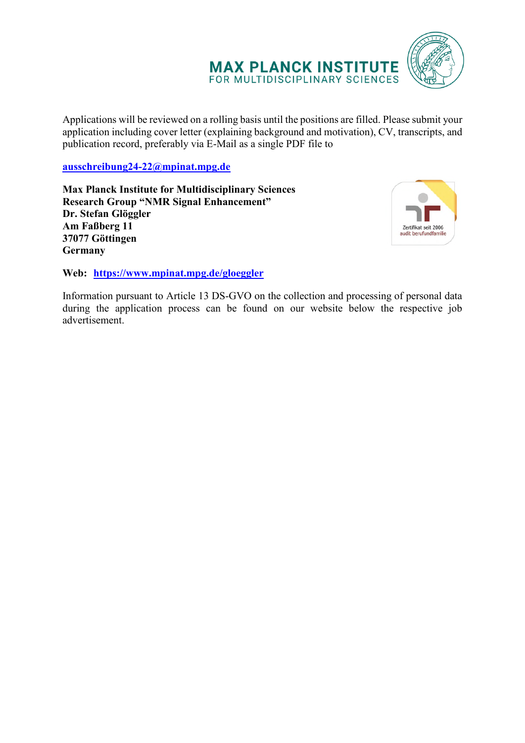Applications will be reviewed on a rolling basis until the positions are filled. Please submit your application including cover letter (explaining background and motivation), CV, transcripts, and publication record, preferably via E-Mail as a single PDF file to

**ausschreibung24-22@mpinat.mpg.de**

**Max Planck Institute for Multidisciplinary Sciences**
**Research Group "NMR Signal Enhancement"**
**Dr. Stefan Glöggler**
**Am Faßberg 11**
**37077 Göttingen**
**Germany**

**Web: https://www.mpinat.mpg.de/gloeggler**

Information pursuant to Article 13 DS-GVO on the collection and processing of personal data during the application process can be found on our website below the respective job advertisement.